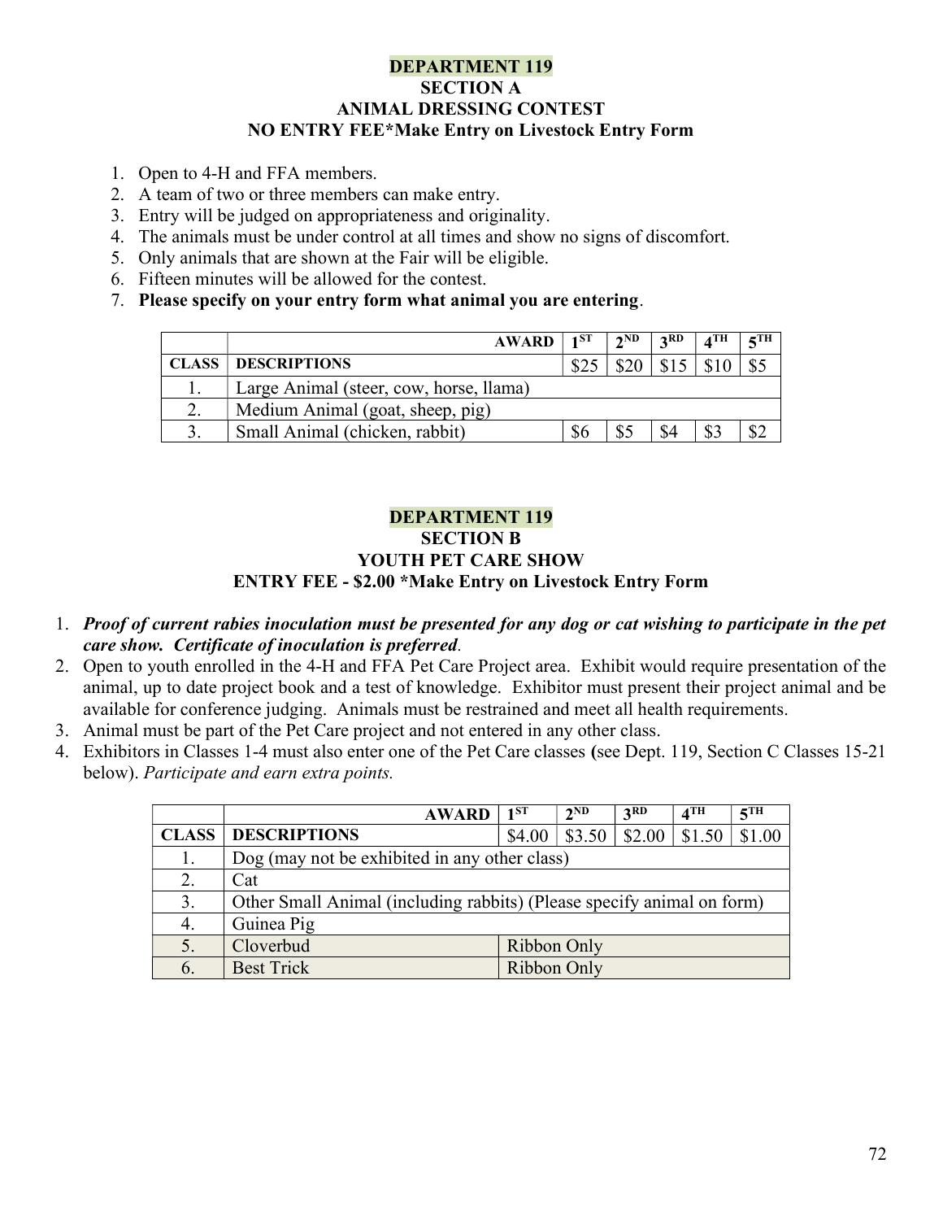## DEPARTMENT 119
### SECTION A
### ANIMAL DRESSING CONTEST
### NO ENTRY FEE*Make Entry on Livestock Entry Form

1. Open to 4-H and FFA members.
2. A team of two or three members can make entry.
3. Entry will be judged on appropriateness and originality.
4. The animals must be under control at all times and show no signs of discomfort.
5. Only animals that are shown at the Fair will be eligible.
6. Fifteen minutes will be allowed for the contest.
7. **Please specify on your entry form what animal you are entering**.

| | AWARD | 1ST | 2ND | 3RD | 4TH | 5TH |
|---|---|---|---|---|---|---|
| **CLASS** | **DESCRIPTIONS** | $25 | $20 | $15 | $10 | $5 |
| 1. | Large Animal (steer, cow, horse, llama) | | | | | |
| 2. | Medium Animal (goat, sheep, pig) | | | | | |
| 3. | Small Animal (chicken, rabbit) | $6 | $5 | $4 | $3 | $2 |

## DEPARTMENT 119
### SECTION B
### YOUTH PET CARE SHOW
### ENTRY FEE - $2.00 *Make Entry on Livestock Entry Form

1. ***Proof of current rabies inoculation must be presented for any dog or cat wishing to participate in the pet care show. Certificate of inoculation is preferred***.
2. Open to youth enrolled in the 4-H and FFA Pet Care Project area. Exhibit would require presentation of the animal, up to date project book and a test of knowledge. Exhibitor must present their project animal and be available for conference judging. Animals must be restrained and meet all health requirements.
3. Animal must be part of the Pet Care project and not entered in any other class.
4. Exhibitors in Classes 1-4 must also enter one of the Pet Care classes **(**see Dept. 119, Section C Classes 15-21 below). *Participate and earn extra points.*

| | AWARD | 1ST | 2ND | 3RD | 4TH | 5TH |
|---|---|---|---|---|---|---|
| **CLASS** | **DESCRIPTIONS** | $4.00 | $3.50 | $2.00 | $1.50 | $1.00 |
| 1. | Dog (may not be exhibited in any other class) | | | | | |
| 2. | Cat | | | | | |
| 3. | Other Small Animal (including rabbits) (Please specify animal on form) | | | | | |
| 4. | Guinea Pig | | | | | |
| 5. | Cloverbud | Ribbon Only | | | | |
| 6. | Best Trick | Ribbon Only | | | | |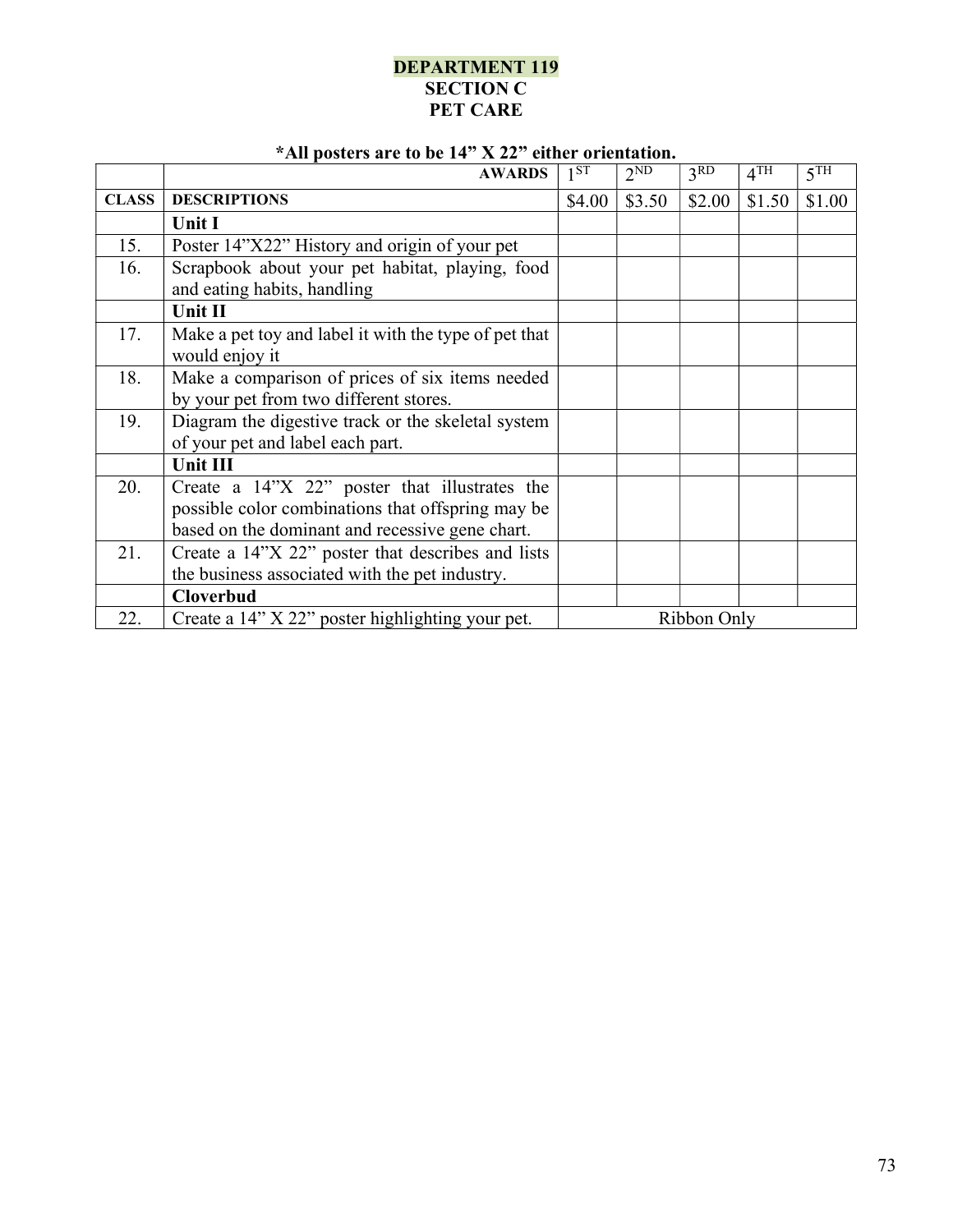# DEPARTMENT 119
## SECTION C
## PET CARE

**\*All posters are to be 14" X 22" either orientation.**

| | AWARDS | 1ST | 2ND | 3RD | 4TH | 5TH |
|---|---|---|---|---|---|---|
| **CLASS** | **DESCRIPTIONS** | $4.00 | $3.50 | $2.00 | $1.50 | $1.00 |
| | **Unit I** | | | | | |
| 15. | Poster 14"X22" History and origin of your pet | | | | | |
| 16. | Scrapbook about your pet habitat, playing, food and eating habits, handling | | | | | |
| | **Unit II** | | | | | |
| 17. | Make a pet toy and label it with the type of pet that would enjoy it | | | | | |
| 18. | Make a comparison of prices of six items needed by your pet from two different stores. | | | | | |
| 19. | Diagram the digestive track or the skeletal system of your pet and label each part. | | | | | |
| | **Unit III** | | | | | |
| 20. | Create a 14"X 22" poster that illustrates the possible color combinations that offspring may be based on the dominant and recessive gene chart. | | | | | |
| 21. | Create a 14"X 22" poster that describes and lists the business associated with the pet industry. | | | | | |
| | **Cloverbud** | | | | | |
| 22. | Create a 14" X 22" poster highlighting your pet. | Ribbon Only | | | | |